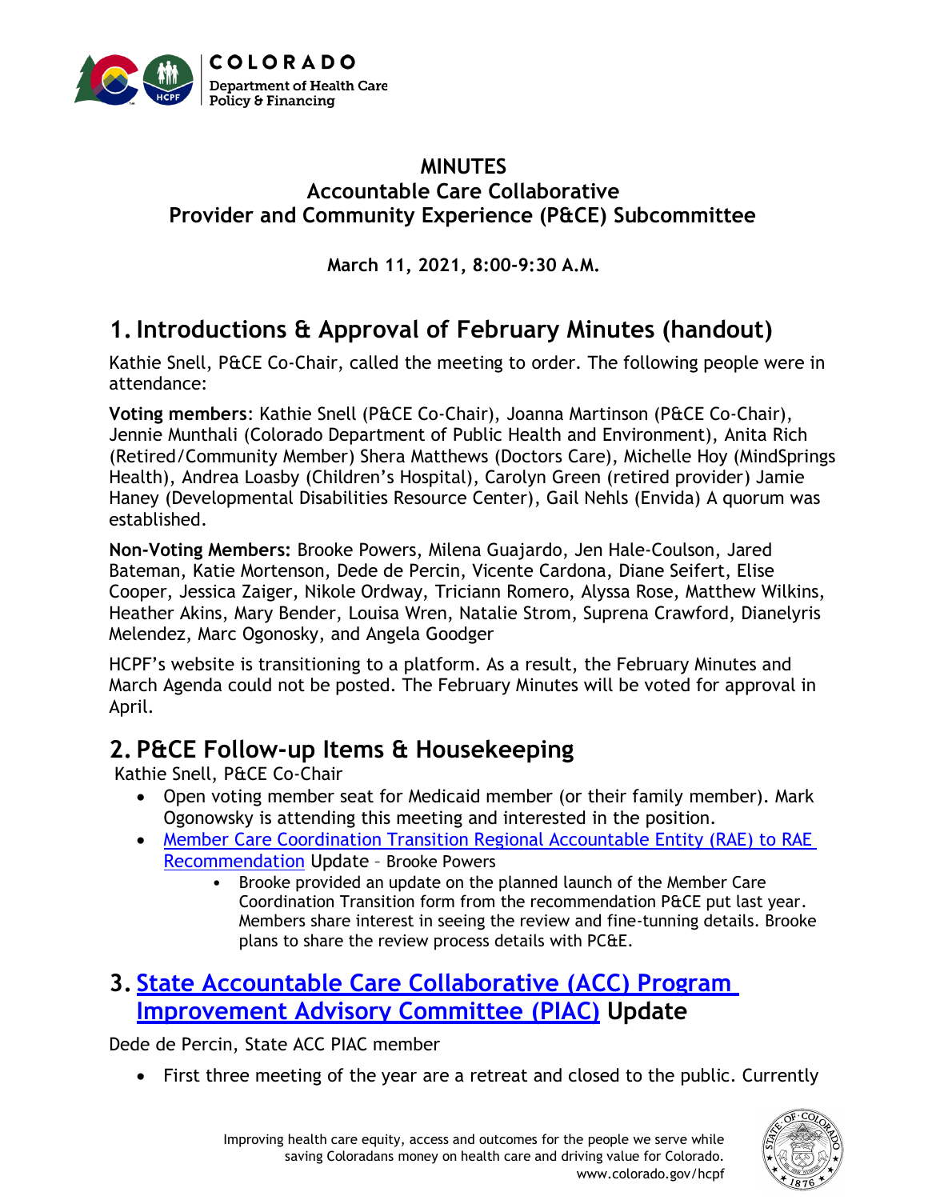**MINUTES**
**Accountable Care Collaborative**
**Provider and Community Experience (P&CE) Subcommittee**

**March 11, 2021, 8:00-9:30 A.M.**

# 1. Introductions & Approval of February Minutes (handout)

Kathie Snell, P&CE Co-Chair, called the meeting to order. The following people were in attendance:

**Voting members**: Kathie Snell (P&CE Co-Chair), Joanna Martinson (P&CE Co-Chair), Jennie Munthali (Colorado Department of Public Health and Environment), Anita Rich (Retired/Community Member) Shera Matthews (Doctors Care), Michelle Hoy (MindSprings Health), Andrea Loasby (Children's Hospital), Carolyn Green (retired provider) Jamie Haney (Developmental Disabilities Resource Center), Gail Nehls (Envida) A quorum was established.

**Non-Voting Members:** Brooke Powers, Milena Guajardo, Jen Hale-Coulson, Jared Bateman, Katie Mortenson, Dede de Percin, Vicente Cardona, Diane Seifert, Elise Cooper, Jessica Zaiger, Nikole Ordway, Triciann Romero, Alyssa Rose, Matthew Wilkins, Heather Akins, Mary Bender, Louisa Wren, Natalie Strom, Suprena Crawford, Dianelyris Melendez, Marc Ogonosky, and Angela Goodger

HCPF's website is transitioning to a platform. As a result, the February Minutes and March Agenda could not be posted. The February Minutes will be voted for approval in April.

# 2. P&CE Follow-up Items & Housekeeping

Kathie Snell, P&CE Co-Chair

- Open voting member seat for Medicaid member (or their family member). Mark Ogonowsky is attending this meeting and interested in the position.
- Member Care Coordination Transition Regional Accountable Entity (RAE) to RAE Recommendation Update – Brooke Powers
  - Brooke provided an update on the planned launch of the Member Care Coordination Transition form from the recommendation P&CE put last year. Members share interest in seeing the review and fine-tunning details. Brooke plans to share the review process details with PC&E.

# 3. State Accountable Care Collaborative (ACC) Program Improvement Advisory Committee (PIAC) Update

Dede de Percin, State ACC PIAC member

- First three meeting of the year are a retreat and closed to the public. Currently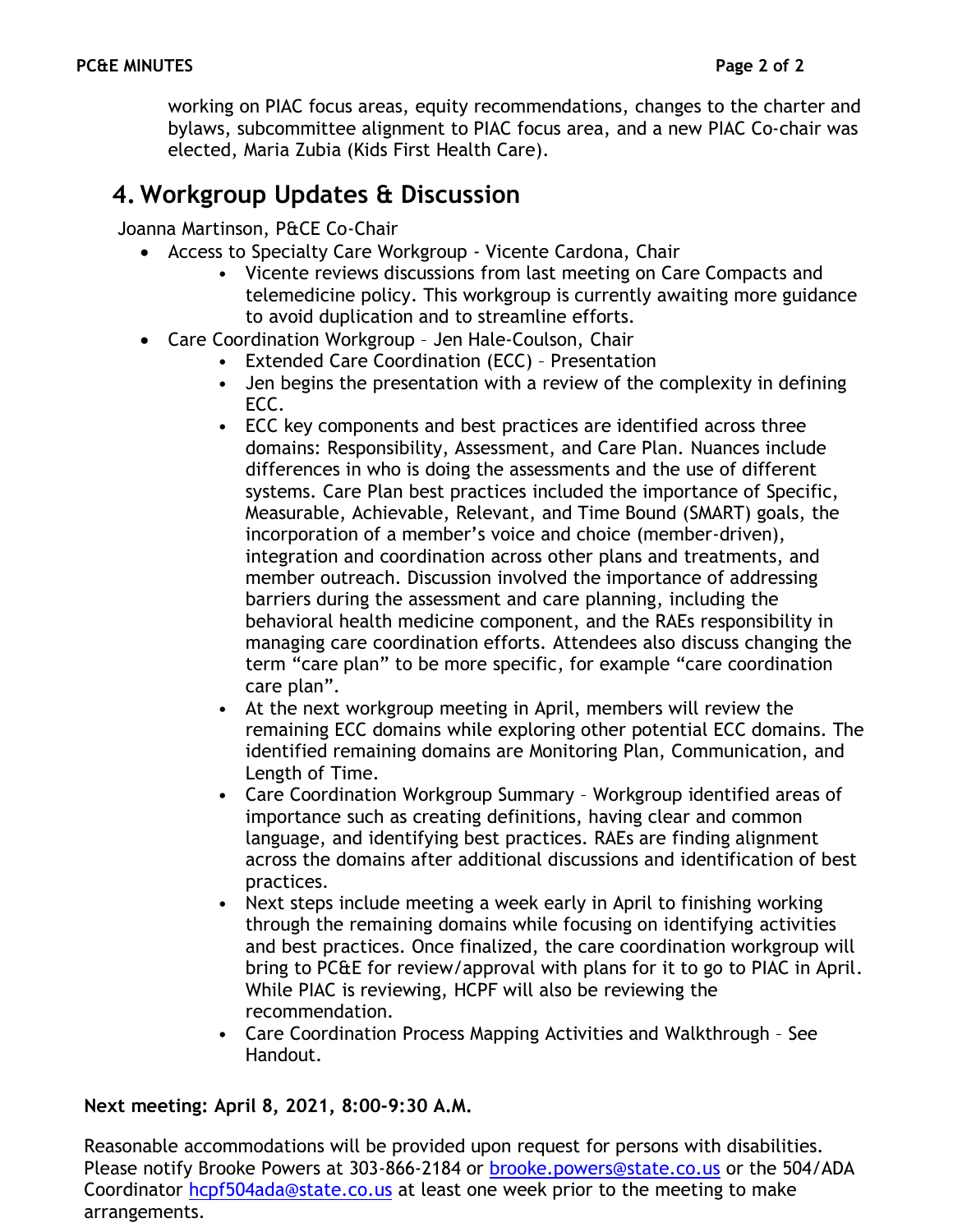working on PIAC focus areas, equity recommendations, changes to the charter and bylaws, subcommittee alignment to PIAC focus area, and a new PIAC Co-chair was elected, Maria Zubia (Kids First Health Care).

## 4. Workgroup Updates & Discussion

Joanna Martinson, P&CE Co-Chair

- Access to Specialty Care Workgroup - Vicente Cardona, Chair
    - Vicente reviews discussions from last meeting on Care Compacts and telemedicine policy. This workgroup is currently awaiting more guidance to avoid duplication and to streamline efforts.
- Care Coordination Workgroup – Jen Hale-Coulson, Chair
    - Extended Care Coordination (ECC) – Presentation
    - Jen begins the presentation with a review of the complexity in defining ECC.
    - ECC key components and best practices are identified across three domains: Responsibility, Assessment, and Care Plan. Nuances include differences in who is doing the assessments and the use of different systems. Care Plan best practices included the importance of Specific, Measurable, Achievable, Relevant, and Time Bound (SMART) goals, the incorporation of a member's voice and choice (member-driven), integration and coordination across other plans and treatments, and member outreach. Discussion involved the importance of addressing barriers during the assessment and care planning, including the behavioral health medicine component, and the RAEs responsibility in managing care coordination efforts. Attendees also discuss changing the term "care plan" to be more specific, for example "care coordination care plan".
    - At the next workgroup meeting in April, members will review the remaining ECC domains while exploring other potential ECC domains. The identified remaining domains are Monitoring Plan, Communication, and Length of Time.
    - Care Coordination Workgroup Summary – Workgroup identified areas of importance such as creating definitions, having clear and common language, and identifying best practices. RAEs are finding alignment across the domains after additional discussions and identification of best practices.
    - Next steps include meeting a week early in April to finishing working through the remaining domains while focusing on identifying activities and best practices. Once finalized, the care coordination workgroup will bring to PC&E for review/approval with plans for it to go to PIAC in April. While PIAC is reviewing, HCPF will also be reviewing the recommendation.
    - Care Coordination Process Mapping Activities and Walkthrough – See Handout.

**Next meeting: April 8, 2021, 8:00-9:30 A.M.**

Reasonable accommodations will be provided upon request for persons with disabilities. Please notify Brooke Powers at 303-866-2184 or brooke.powers@state.co.us or the 504/ADA Coordinator hcpf504ada@state.co.us at least one week prior to the meeting to make arrangements.